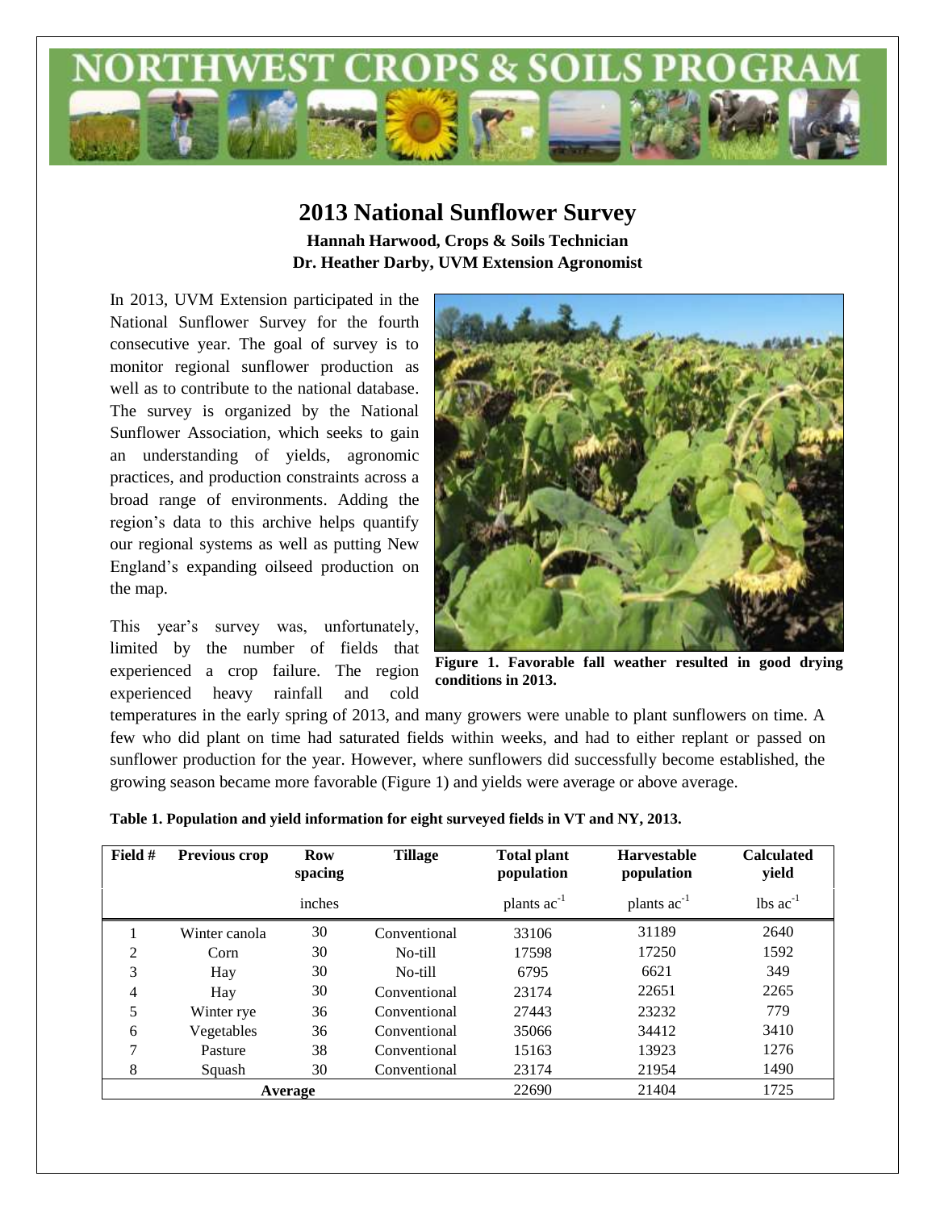# NORTHWEST CROPS & SOILS PROGRAM

## 2013 National Sunflower Survey

**Hannah Harwood, Crops & Soils Technician**
**Dr. Heather Darby, UVM Extension Agronomist**

In 2013, UVM Extension participated in the National Sunflower Survey for the fourth consecutive year. The goal of survey is to monitor regional sunflower production as well as to contribute to the national database. The survey is organized by the National Sunflower Association, which seeks to gain an understanding of yields, agronomic practices, and production constraints across a broad range of environments. Adding the region's data to this archive helps quantify our regional systems as well as putting New England's expanding oilseed production on the map.

**Figure 1. Favorable fall weather resulted in good drying conditions in 2013.**

This year's survey was, unfortunately, limited by the number of fields that experienced a crop failure. The region experienced heavy rainfall and cold temperatures in the early spring of 2013, and many growers were unable to plant sunflowers on time. A few who did plant on time had saturated fields within weeks, and had to either replant or passed on sunflower production for the year. However, where sunflowers did successfully become established, the growing season became more favorable (Figure 1) and yields were average or above average.

**Table 1. Population and yield information for eight surveyed fields in VT and NY, 2013.**

| Field # | Previous crop | Row spacing | Tillage | Total plant population | Harvestable population | Calculated yield |
|---|---|---|---|---|---|---|
| | | inches | | plants $ac^{-1}$ | plants $ac^{-1}$ | lbs $ac^{-1}$ |
| 1 | Winter canola | 30 | Conventional | 33106 | 31189 | 2640 |
| 2 | Corn | 30 | No-till | 17598 | 17250 | 1592 |
| 3 | Hay | 30 | No-till | 6795 | 6621 | 349 |
| 4 | Hay | 30 | Conventional | 23174 | 22651 | 2265 |
| 5 | Winter rye | 36 | Conventional | 27443 | 23232 | 779 |
| 6 | Vegetables | 36 | Conventional | 35066 | 34412 | 3410 |
| 7 | Pasture | 38 | Conventional | 15163 | 13923 | 1276 |
| 8 | Squash | 30 | Conventional | 23174 | 21954 | 1490 |
| **Average** | | | | 22690 | 21404 | 1725 |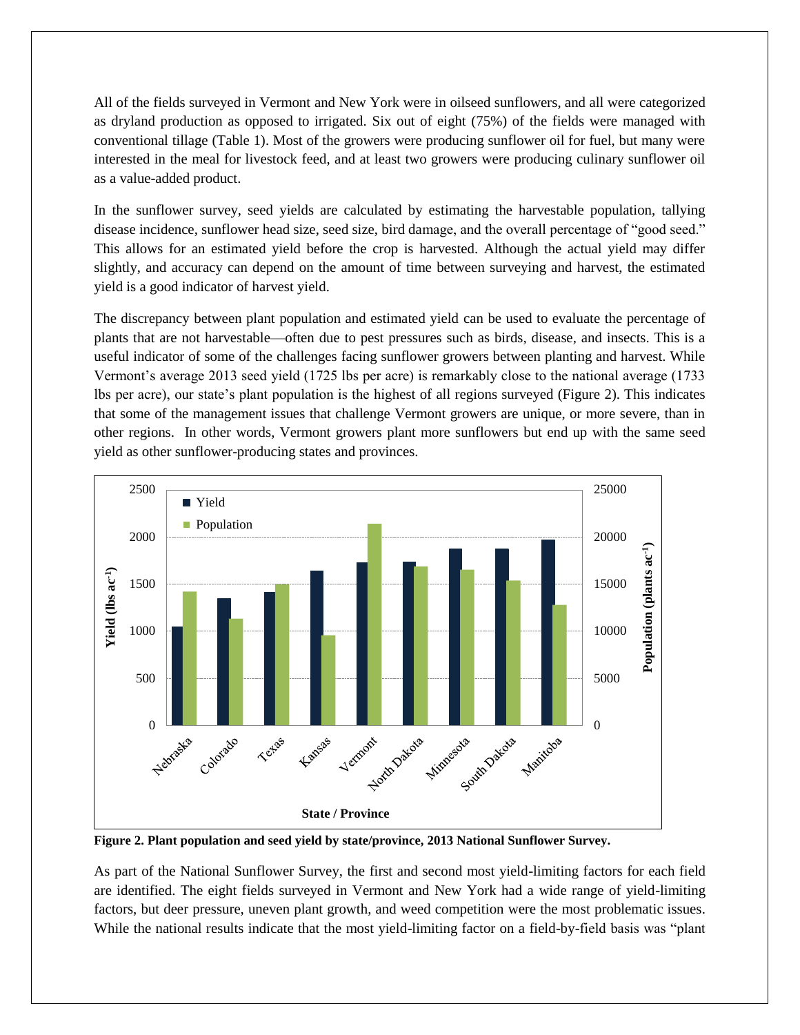All of the fields surveyed in Vermont and New York were in oilseed sunflowers, and all were categorized as dryland production as opposed to irrigated. Six out of eight (75%) of the fields were managed with conventional tillage (Table 1). Most of the growers were producing sunflower oil for fuel, but many were interested in the meal for livestock feed, and at least two growers were producing culinary sunflower oil as a value-added product.

In the sunflower survey, seed yields are calculated by estimating the harvestable population, tallying disease incidence, sunflower head size, seed size, bird damage, and the overall percentage of "good seed." This allows for an estimated yield before the crop is harvested. Although the actual yield may differ slightly, and accuracy can depend on the amount of time between surveying and harvest, the estimated yield is a good indicator of harvest yield.

The discrepancy between plant population and estimated yield can be used to evaluate the percentage of plants that are not harvestable—often due to pest pressures such as birds, disease, and insects. This is a useful indicator of some of the challenges facing sunflower growers between planting and harvest. While Vermont's average 2013 seed yield (1725 lbs per acre) is remarkably close to the national average (1733 lbs per acre), our state's plant population is the highest of all regions surveyed (Figure 2). This indicates that some of the management issues that challenge Vermont growers are unique, or more severe, than in other regions. In other words, Vermont growers plant more sunflowers but end up with the same seed yield as other sunflower-producing states and provinces.

**Figure 2. Plant population and seed yield by state/province, 2013 National Sunflower Survey.**

As part of the National Sunflower Survey, the first and second most yield-limiting factors for each field are identified. The eight fields surveyed in Vermont and New York had a wide range of yield-limiting factors, but deer pressure, uneven plant growth, and weed competition were the most problematic issues. While the national results indicate that the most yield-limiting factor on a field-by-field basis was "plant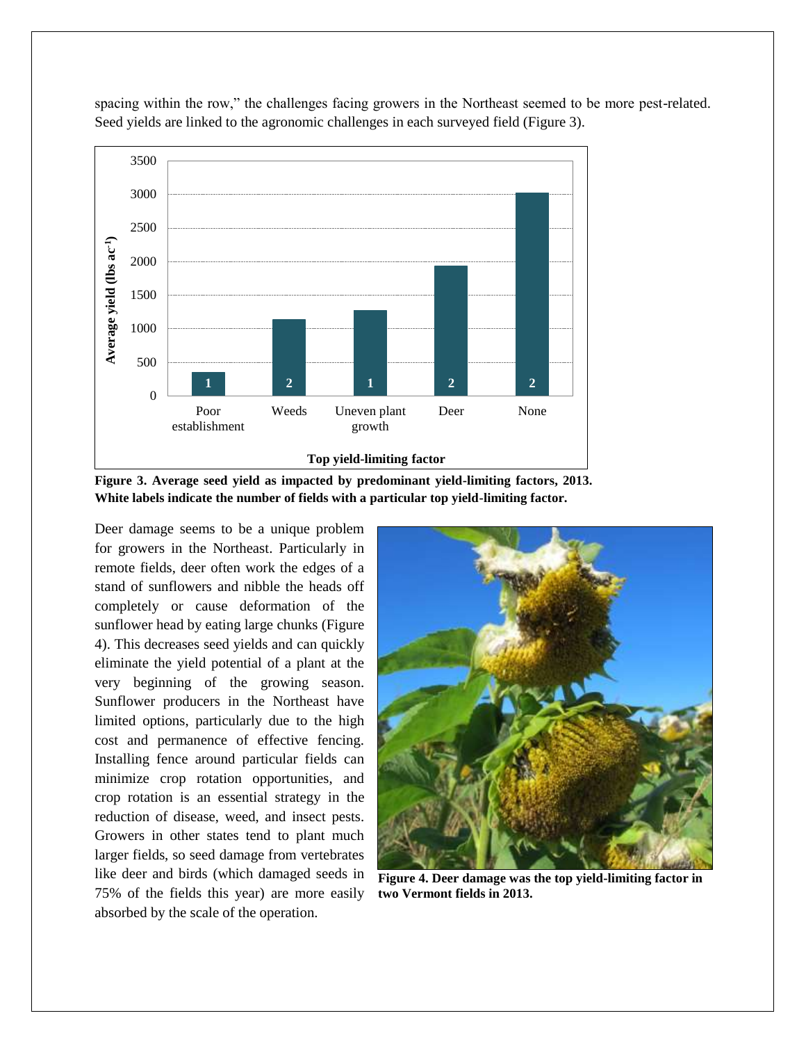spacing within the row," the challenges facing growers in the Northeast seemed to be more pest-related. Seed yields are linked to the agronomic challenges in each surveyed field (Figure 3).

**Figure 3. Average seed yield as impacted by predominant yield-limiting factors, 2013. White labels indicate the number of fields with a particular top yield-limiting factor.**

Deer damage seems to be a unique problem for growers in the Northeast. Particularly in remote fields, deer often work the edges of a stand of sunflowers and nibble the heads off completely or cause deformation of the sunflower head by eating large chunks (Figure 4). This decreases seed yields and can quickly eliminate the yield potential of a plant at the very beginning of the growing season. Sunflower producers in the Northeast have limited options, particularly due to the high cost and permanence of effective fencing. Installing fence around particular fields can minimize crop rotation opportunities, and crop rotation is an essential strategy in the reduction of disease, weed, and insect pests. Growers in other states tend to plant much larger fields, so seed damage from vertebrates like deer and birds (which damaged seeds in 75% of the fields this year) are more easily absorbed by the scale of the operation.

**Figure 4. Deer damage was the top yield-limiting factor in two Vermont fields in 2013.**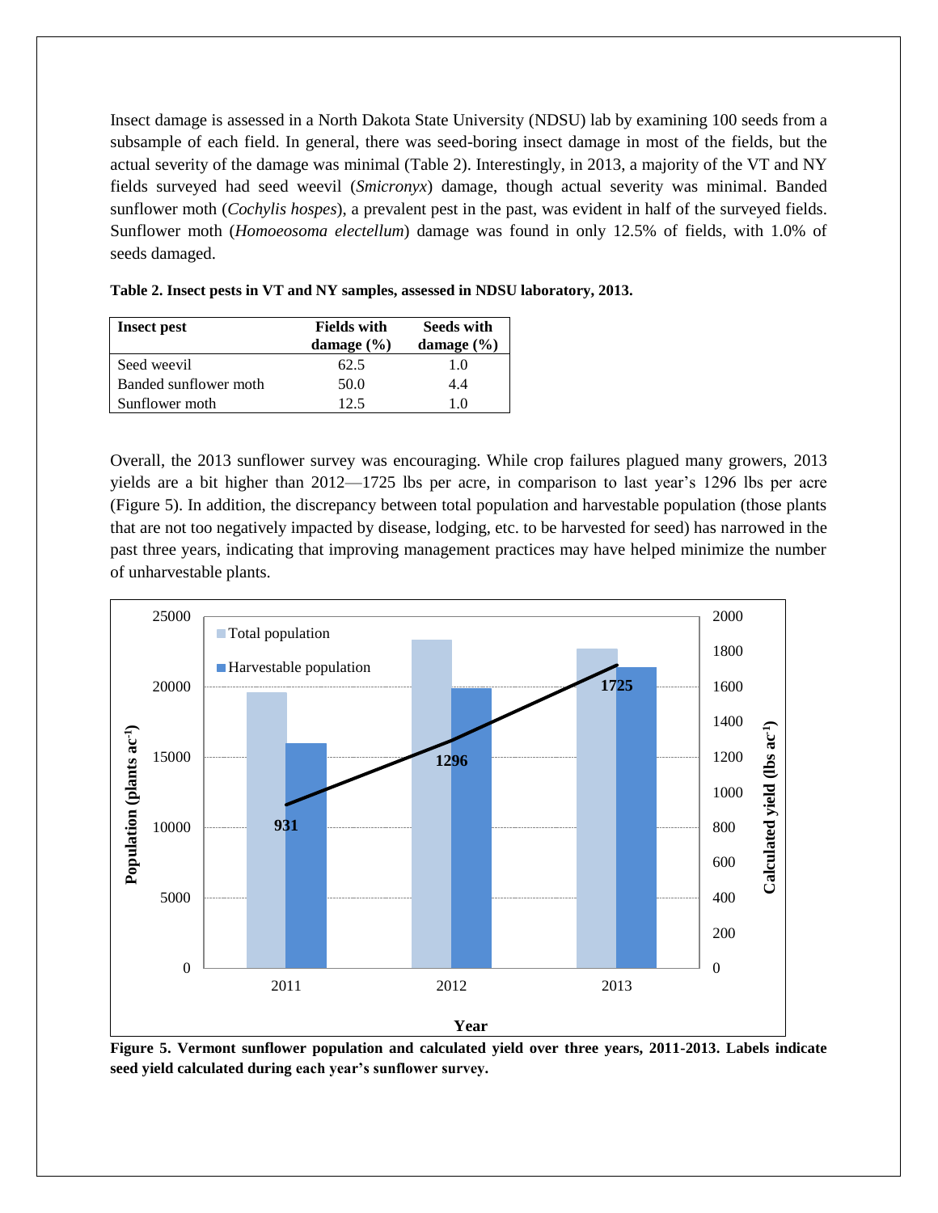Insect damage is assessed in a North Dakota State University (NDSU) lab by examining 100 seeds from a subsample of each field. In general, there was seed-boring insect damage in most of the fields, but the actual severity of the damage was minimal (Table 2). Interestingly, in 2013, a majority of the VT and NY fields surveyed had seed weevil (*Smicronyx*) damage, though actual severity was minimal. Banded sunflower moth (*Cochylis hospes*), a prevalent pest in the past, was evident in half of the surveyed fields. Sunflower moth (*Homoeosoma electellum*) damage was found in only 12.5% of fields, with 1.0% of seeds damaged.

**Table 2. Insect pests in VT and NY samples, assessed in NDSU laboratory, 2013.**

| Insect pest | Fields with damage (%) | Seeds with damage (%) |
|---|---|---|
| Seed weevil | 62.5 | 1.0 |
| Banded sunflower moth | 50.0 | 4.4 |
| Sunflower moth | 12.5 | 1.0 |

Overall, the 2013 sunflower survey was encouraging. While crop failures plagued many growers, 2013 yields are a bit higher than 2012—1725 lbs per acre, in comparison to last year's 1296 lbs per acre (Figure 5). In addition, the discrepancy between total population and harvestable population (those plants that are not too negatively impacted by disease, lodging, etc. to be harvested for seed) has narrowed in the past three years, indicating that improving management practices may have helped minimize the number of unharvestable plants.

**Figure 5. Vermont sunflower population and calculated yield over three years, 2011-2013. Labels indicate seed yield calculated during each year's sunflower survey.**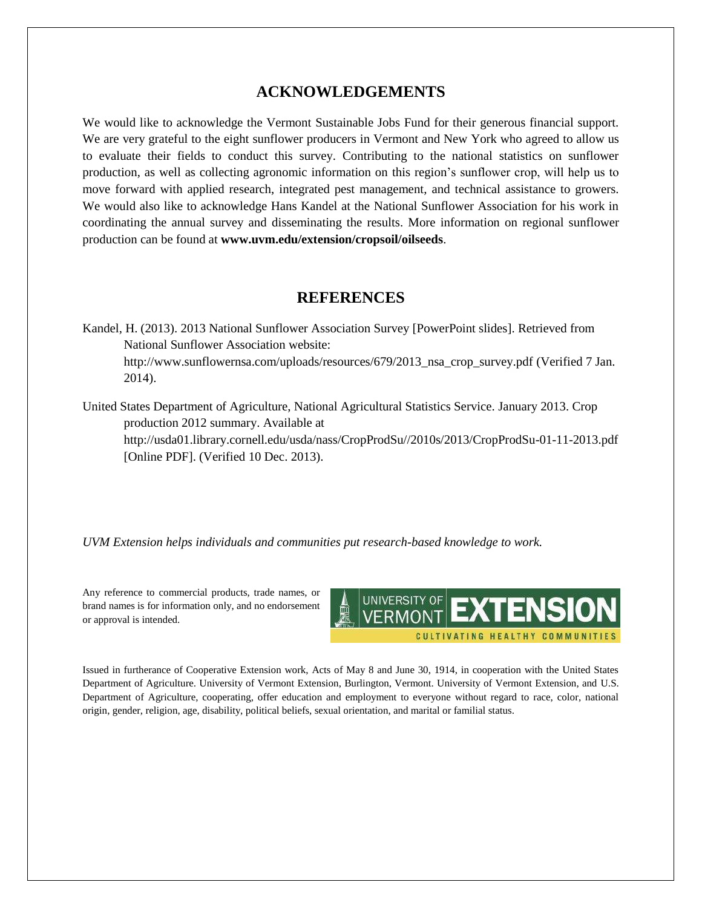## ACKNOWLEDGEMENTS

We would like to acknowledge the Vermont Sustainable Jobs Fund for their generous financial support. We are very grateful to the eight sunflower producers in Vermont and New York who agreed to allow us to evaluate their fields to conduct this survey. Contributing to the national statistics on sunflower production, as well as collecting agronomic information on this region's sunflower crop, will help us to move forward with applied research, integrated pest management, and technical assistance to growers. We would also like to acknowledge Hans Kandel at the National Sunflower Association for his work in coordinating the annual survey and disseminating the results. More information on regional sunflower production can be found at **www.uvm.edu/extension/cropsoil/oilseeds**.

## REFERENCES

Kandel, H. (2013). 2013 National Sunflower Association Survey [PowerPoint slides]. Retrieved from National Sunflower Association website: http://www.sunflowernsa.com/uploads/resources/679/2013_nsa_crop_survey.pdf (Verified 7 Jan. 2014).

United States Department of Agriculture, National Agricultural Statistics Service. January 2013. Crop production 2012 summary. Available at http://usda01.library.cornell.edu/usda/nass/CropProdSu//2010s/2013/CropProdSu-01-11-2013.pdf [Online PDF]. (Verified 10 Dec. 2013).

*UVM Extension helps individuals and communities put research-based knowledge to work.*

Any reference to commercial products, trade names, or brand names is for information only, and no endorsement or approval is intended.

UNIVERSITY OF VERMONT EXTENSION
CULTIVATING HEALTHY COMMUNITIES

Issued in furtherance of Cooperative Extension work, Acts of May 8 and June 30, 1914, in cooperation with the United States Department of Agriculture. University of Vermont Extension, Burlington, Vermont. University of Vermont Extension, and U.S. Department of Agriculture, cooperating, offer education and employment to everyone without regard to race, color, national origin, gender, religion, age, disability, political beliefs, sexual orientation, and marital or familial status.